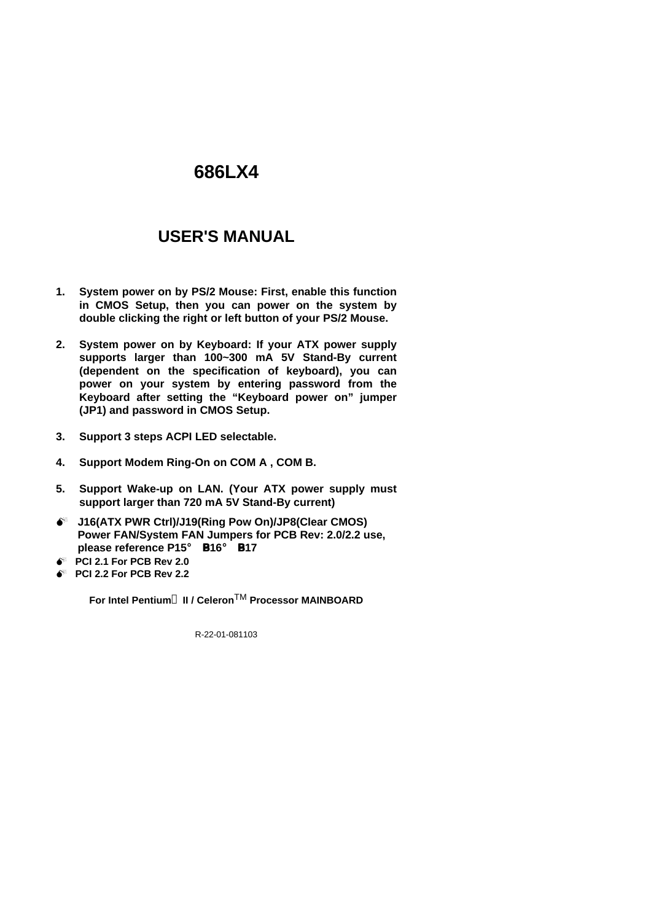# 686LX4

# USER'S MANUAL

1. **System power on by PS/2 Mouse: First, enable this function in CMOS Setup, then you can power on the system by double clicking the right or left button of your PS/2 Mouse.**

2. **System power on by Keyboard: If your ATX power supply supports larger than 100~300 mA 5V Stand-By current (dependent on the specification of keyboard), you can power on your system by entering password from the Keyboard after setting the "Keyboard power on" jumper (JP1) and password in CMOS Setup.**

3. **Support 3 steps ACPI LED selectable.**

4. **Support Modem Ring-On on COM A , COM B.**

5. **Support Wake-up on LAN. (Your ATX power supply must support larger than 720 mA 5V Stand-By current)**

- **J16(ATX PWR Ctrl)/J19(Ring Pow On)/JP8(Clear CMOS) Power FAN/System FAN Jumpers for PCB Rev: 2.0/2.2 use, please reference P15° B16° B17**
- **PCI 2.1 For PCB Rev 2.0**
- **PCI 2.2 For PCB Rev 2.2**

**For Intel Pentium® II / Celeron™ Processor MAINBOARD**

R-22-01-081103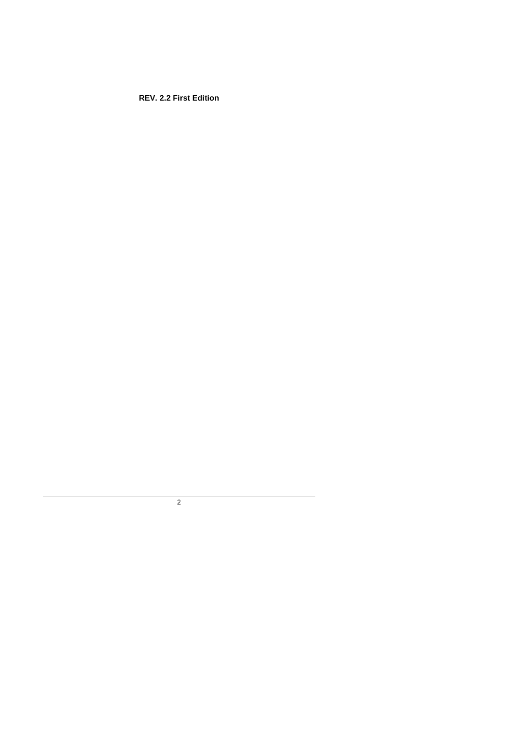**REV. 2.2 First Edition**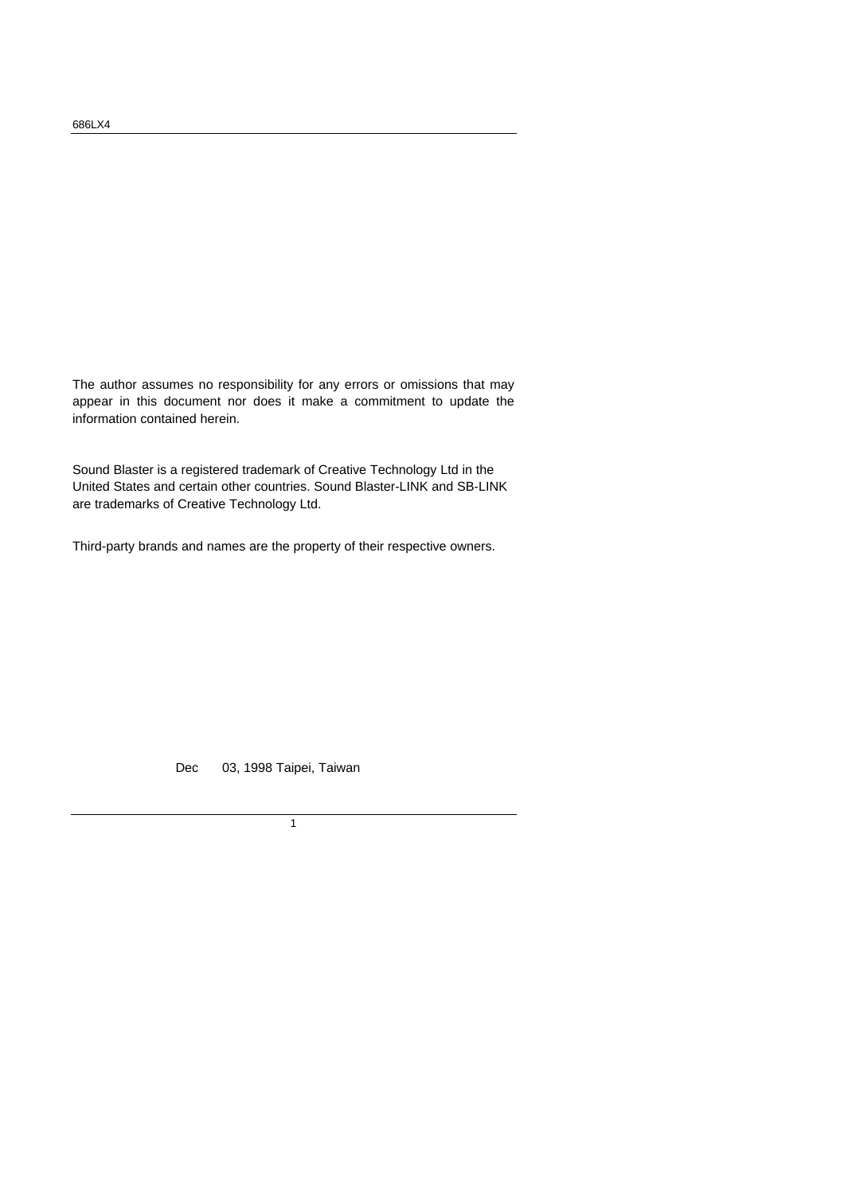The author assumes no responsibility for any errors or omissions that may appear in this document nor does it make a commitment to update the information contained herein.

Sound Blaster is a registered trademark of Creative Technology Ltd in the United States and certain other countries. Sound Blaster-LINK and SB-LINK are trademarks of Creative Technology Ltd.

Third-party brands and names are the property of their respective owners.

Dec 03, 1998 Taipei, Taiwan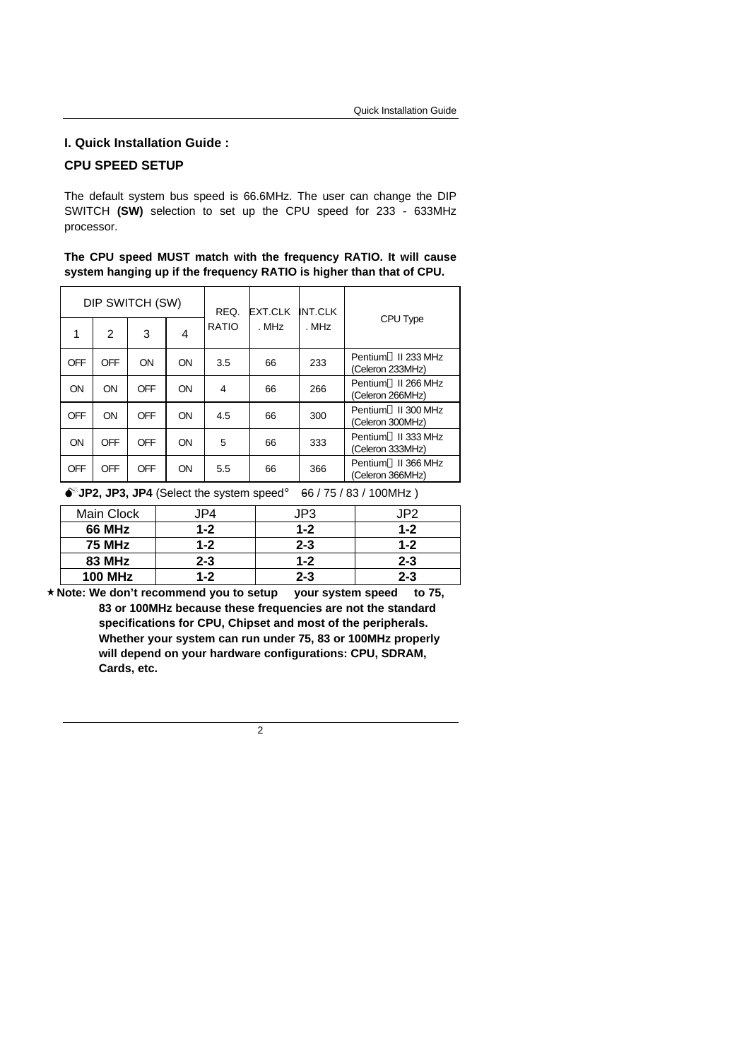## I. Quick Installation Guide :

### CPU SPEED SETUP

The default system bus speed is 66.6MHz. The user can change the DIP SWITCH **(SW)** selection to set up the CPU speed for 233 - 633MHz processor.

**The CPU speed MUST match with the frequency RATIO. It will cause system hanging up if the frequency RATIO is higher than that of CPU.**

| DIP SWITCH (SW) | | | | REQ. RATIO | EXT.CLK . MHz | INT.CLK . MHz | CPU Type |
|---|---|---|---|---|---|---|---|
| 1 | 2 | 3 | 4 | | | | |
| OFF | OFF | ON | ON | 3.5 | 66 | 233 | Pentium II 233 MHz (Celeron 233MHz) |
| ON | ON | OFF | ON | 4 | 66 | 266 | Pentium II 266 MHz (Celeron 266MHz) |
| OFF | ON | OFF | ON | 4.5 | 66 | 300 | Pentium II 300 MHz (Celeron 300MHz) |
| ON | OFF | OFF | ON | 5 | 66 | 333 | Pentium II 333 MHz (Celeron 333MHz) |
| OFF | OFF | OFF | ON | 5.5 | 66 | 366 | Pentium II 366 MHz (Celeron 366MHz) |

**JP2, JP3, JP4** (Select the system speed: 66 / 75 / 83 / 100MHz )

| Main Clock | JP4 | JP3 | JP2 |
|---|---|---|---|
| **66 MHz** | **1-2** | **1-2** | **1-2** |
| **75 MHz** | **1-2** | **2-3** | **1-2** |
| **83 MHz** | **2-3** | **1-2** | **2-3** |
| **100 MHz** | **1-2** | **2-3** | **2-3** |

★ **Note: We don't recommend you to setup your system speed to 75, 83 or 100MHz because these frequencies are not the standard specifications for CPU, Chipset and most of the peripherals. Whether your system can run under 75, 83 or 100MHz properly will depend on your hardware configurations: CPU, SDRAM, Cards, etc.**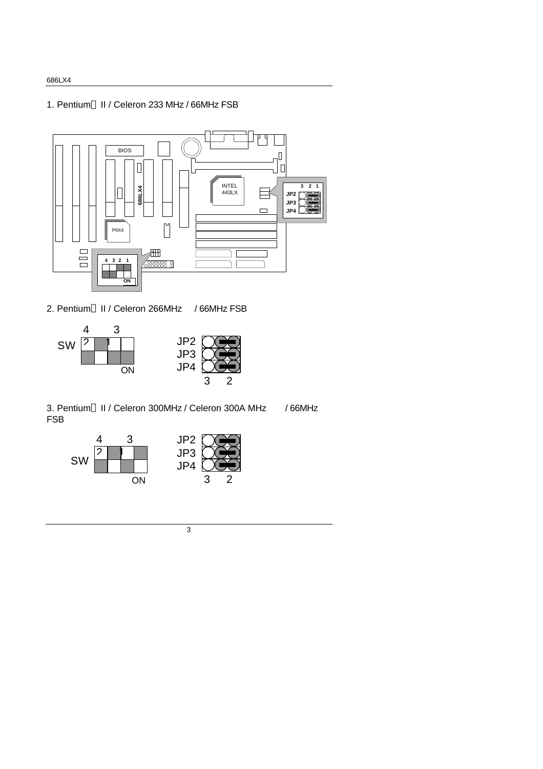1. Pentium II / Celeron 233 MHz / 66MHz FSB

2. Pentium II / Celeron 266MHz / 66MHz FSB

3. Pentium II / Celeron 300MHz / Celeron 300A MHz / 66MHz FSB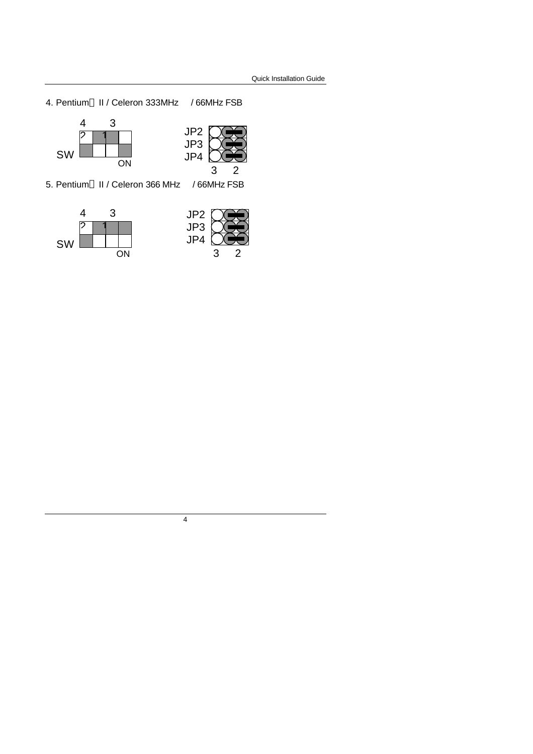4. Pentium® II / Celeron 333MHz / 66MHz FSB

| | 4 | | 3 | |
|---|---|---|---|---|
| | 2 | | 1 | |
| SW | | | | ON |

JP2, JP3, JP4 — pins 3, 2

5. Pentium® II / Celeron 366 MHz / 66MHz FSB

| | 4 | | 3 | |
|---|---|---|---|---|
| | 2 | | 1 | |
| SW | | | | ON |

JP2, JP3, JP4 — pins 3, 2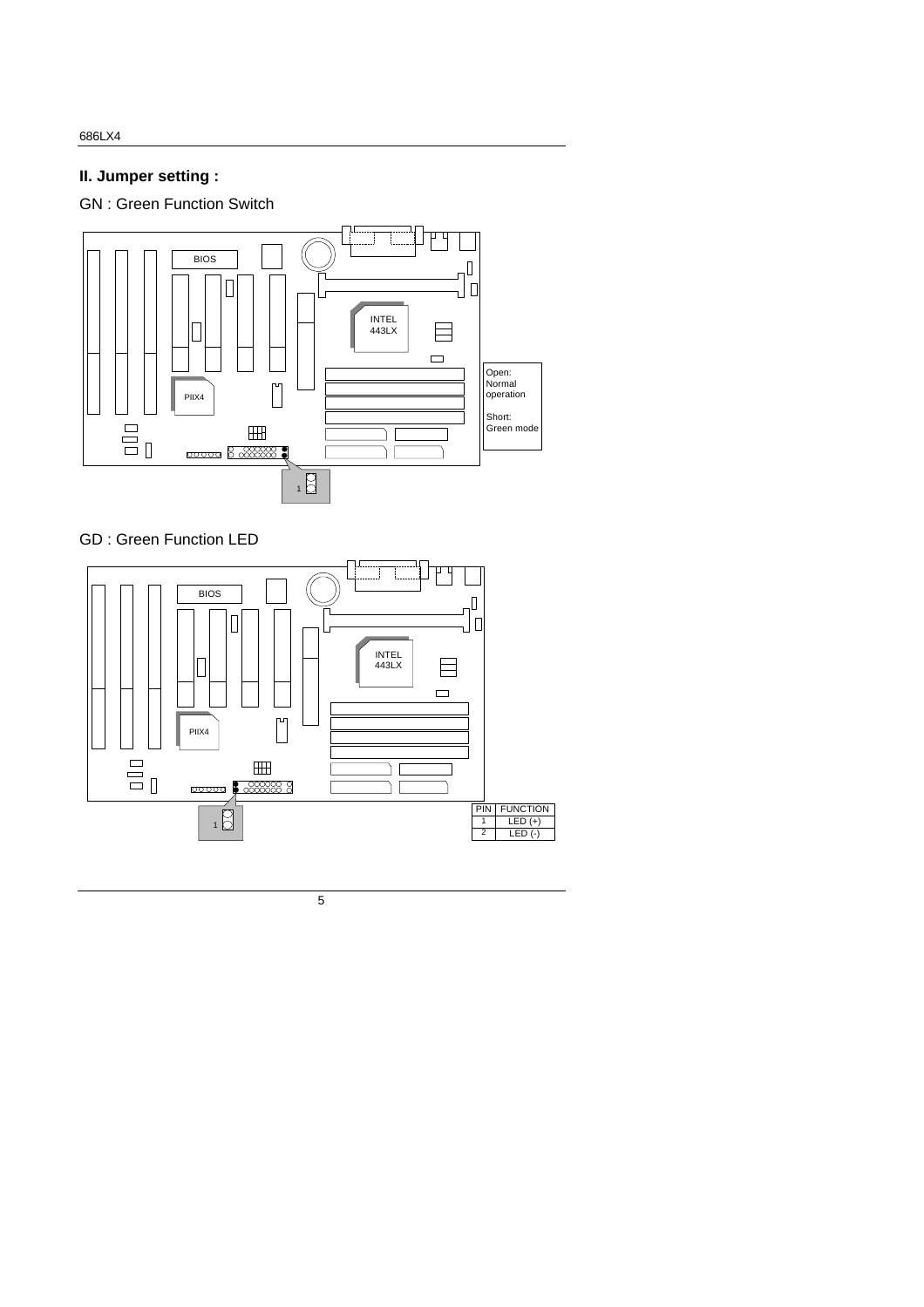## II. Jumper setting :

GN : Green Function Switch

BIOS

INTEL 443LX

PIIX4

Open: Normal operation

Short: Green mode

1

GD : Green Function LED

BIOS

INTEL 443LX

PIIX4

1

| PIN | FUNCTION |
|---|---|
| 1 | LED (+) |
| 2 | LED (-) |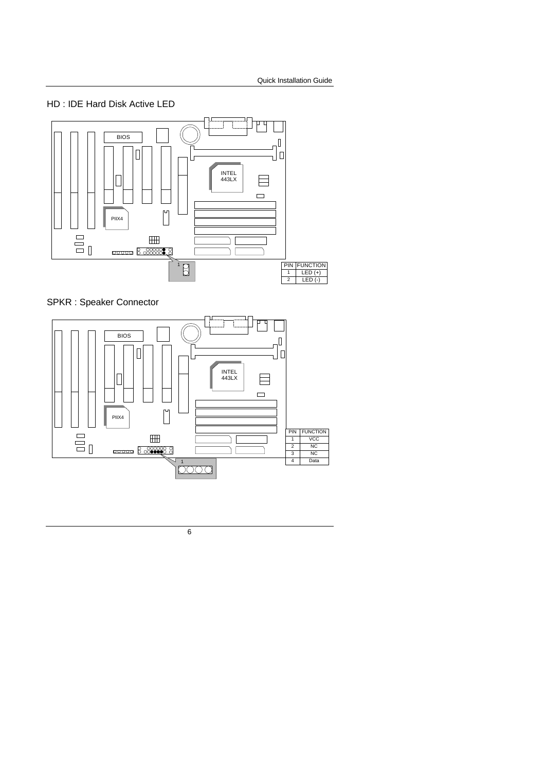## HD : IDE Hard Disk Active LED

| PIN | FUNCTION |
| --- | --- |
| 1 | LED (+) |
| 2 | LED (-) |

## SPKR : Speaker Connector

| PIN | FUNCTION |
| --- | --- |
| 1 | VCC |
| 2 | NC |
| 3 | NC |
| 4 | Data |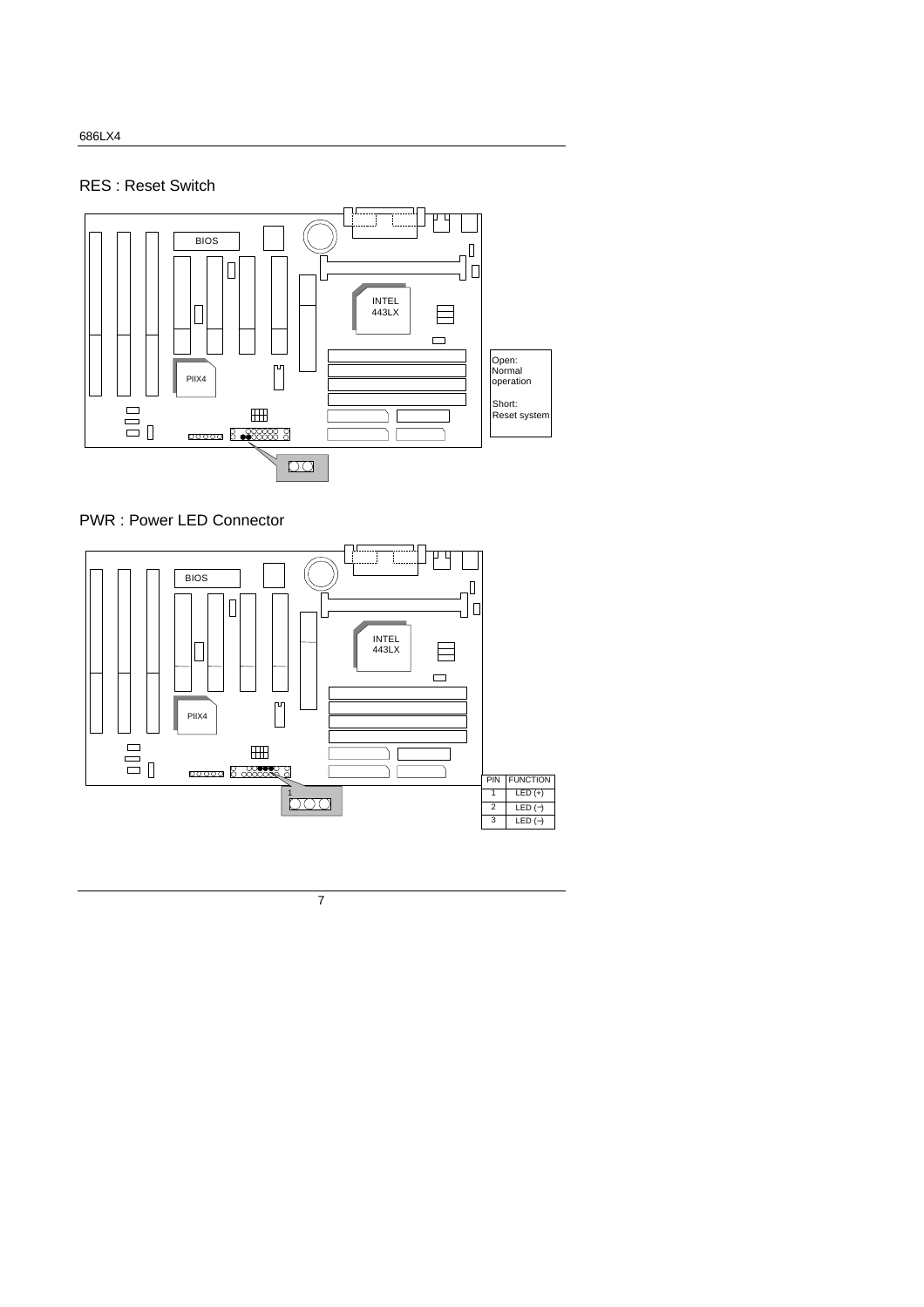## RES : Reset Switch

Open: Normal operation

Short: Reset system

## PWR : Power LED Connector

| PIN | FUNCTION |
|---|---|
| 1 | LED (+) |
| 2 | LED (−) |
| 3 | LED (−) |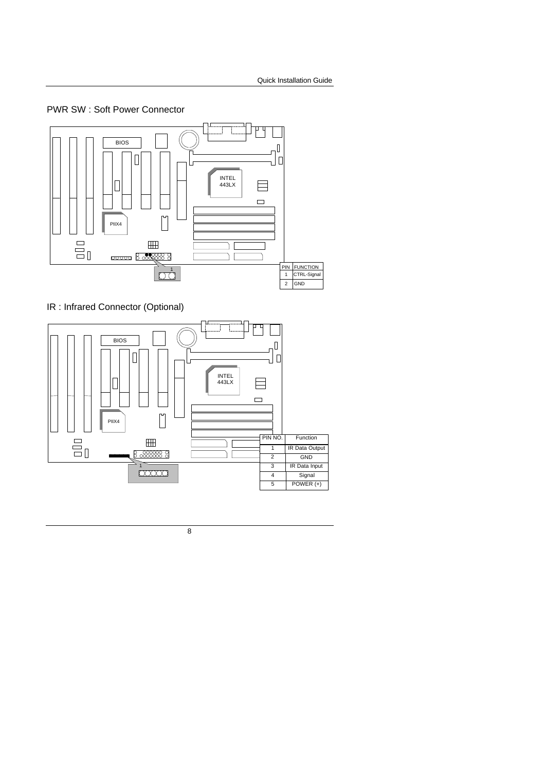## PWR SW : Soft Power Connector

| PIN | FUNCTION |
| --- | --- |
| 1 | CTRL-Signal |
| 2 | GND |

## IR : Infrared Connector (Optional)

| PIN NO. | Function |
| --- | --- |
| 1 | IR Data Output |
| 2 | GND |
| 3 | IR Data Input |
| 4 | Signal |
| 5 | POWER (+) |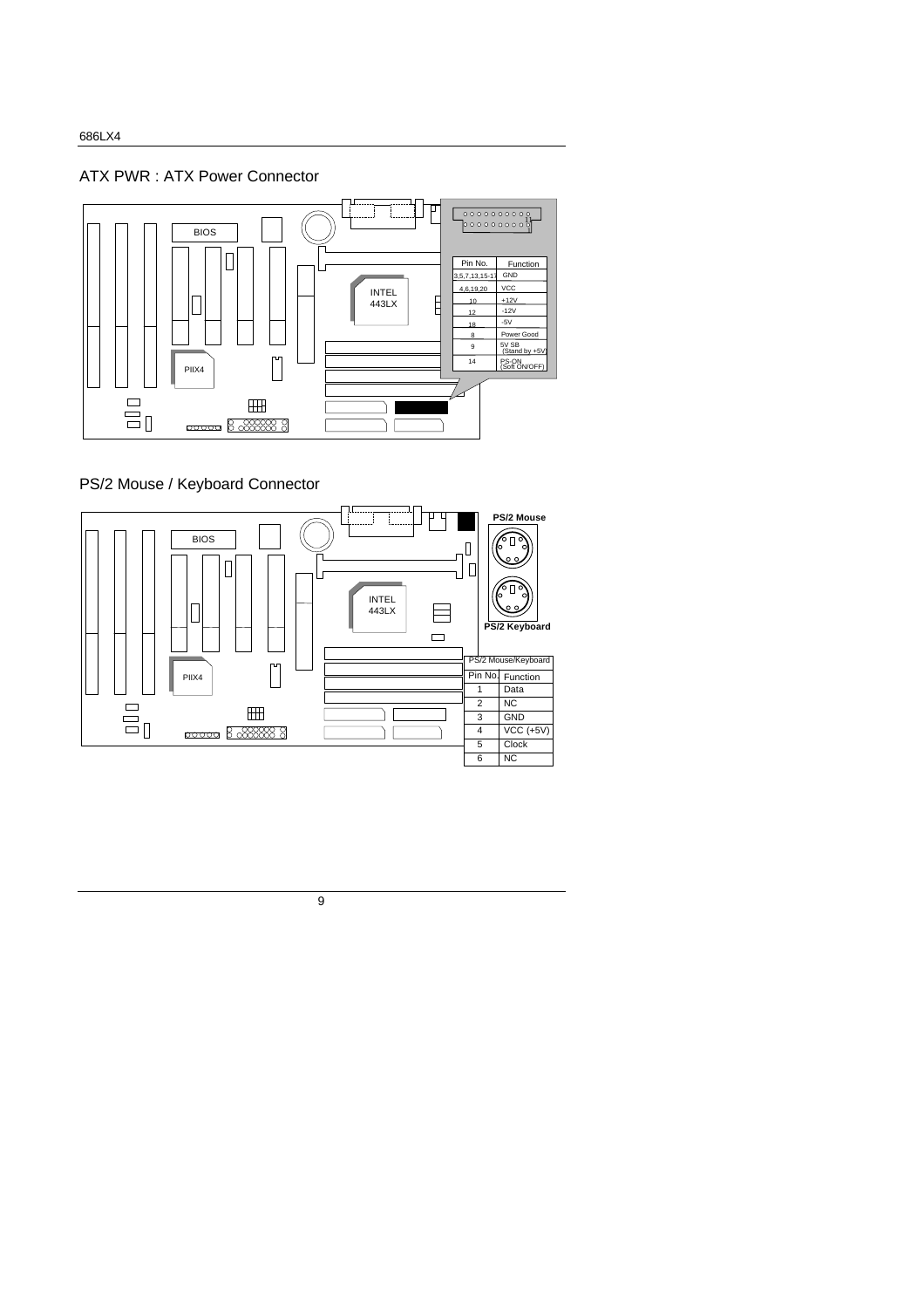## ATX PWR : ATX Power Connector

| Pin No. | Function |
|---|---|
| 3,5,7,13,15-17 | GND |
| 4,6,19,20 | VCC |
| 10 | +12V |
| 12 | -12V |
| 18 | -5V |
| 8 | Power Good |
| 9 | 5V SB (Stand by +5V) |
| 14 | PS-ON (Soft ON/OFF) |

## PS/2 Mouse / Keyboard Connector

PS/2 Mouse

PS/2 Keyboard

| PS/2 Mouse/Keyboard | |
|---|---|
| Pin No. | Function |
| 1 | Data |
| 2 | NC |
| 3 | GND |
| 4 | VCC (+5V) |
| 5 | Clock |
| 6 | NC |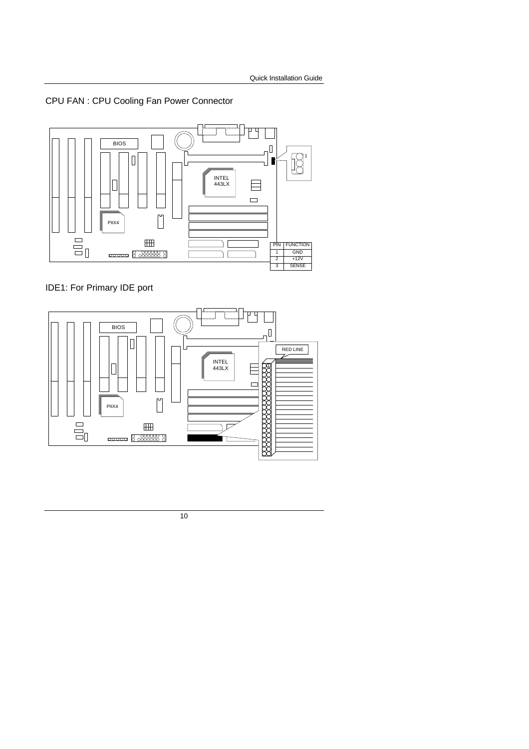CPU FAN : CPU Cooling Fan Power Connector

| PIN | FUNCTION |
| --- | --- |
| 1 | GND |
| 2 | +12V |
| 3 | SENSE |

IDE1: For Primary IDE port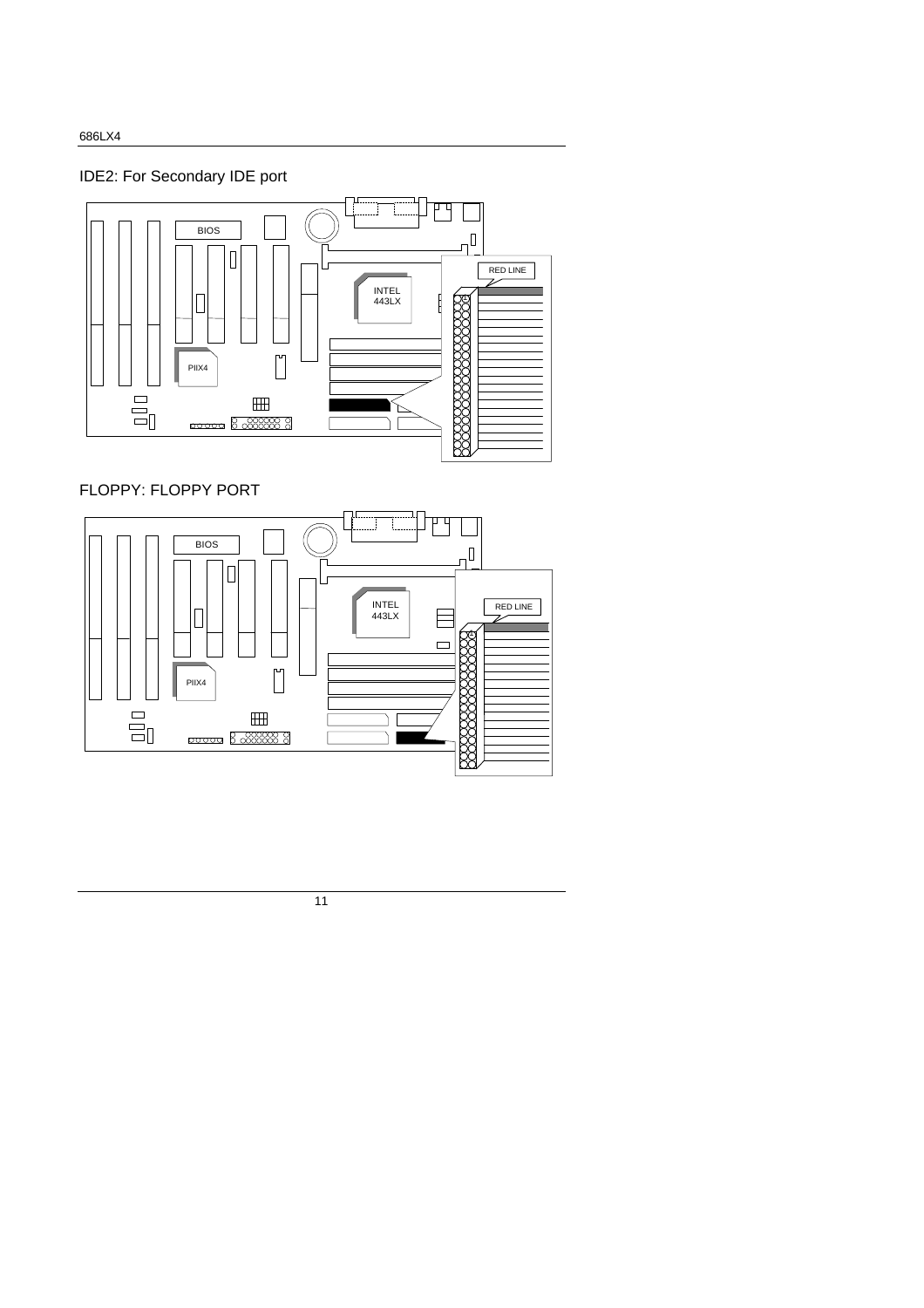IDE2: For Secondary IDE port

FLOPPY: FLOPPY PORT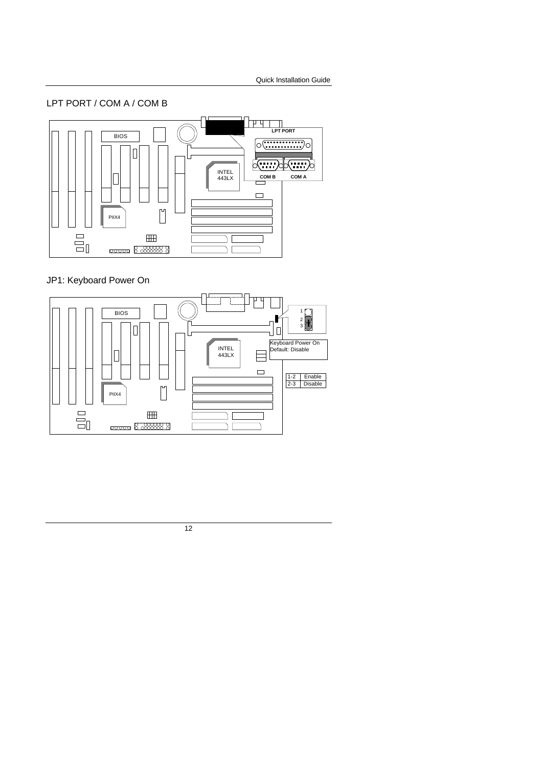## LPT PORT / COM A / COM B

BIOS

LPT PORT

COM B    COM A

INTEL 443LX

PIIX4

## JP1: Keyboard Power On

BIOS

INTEL 443LX

PIIX4

Keyboard Power On
Default: Disable

| 1-2 | Enable |
|---|---|
| 2-3 | Disable |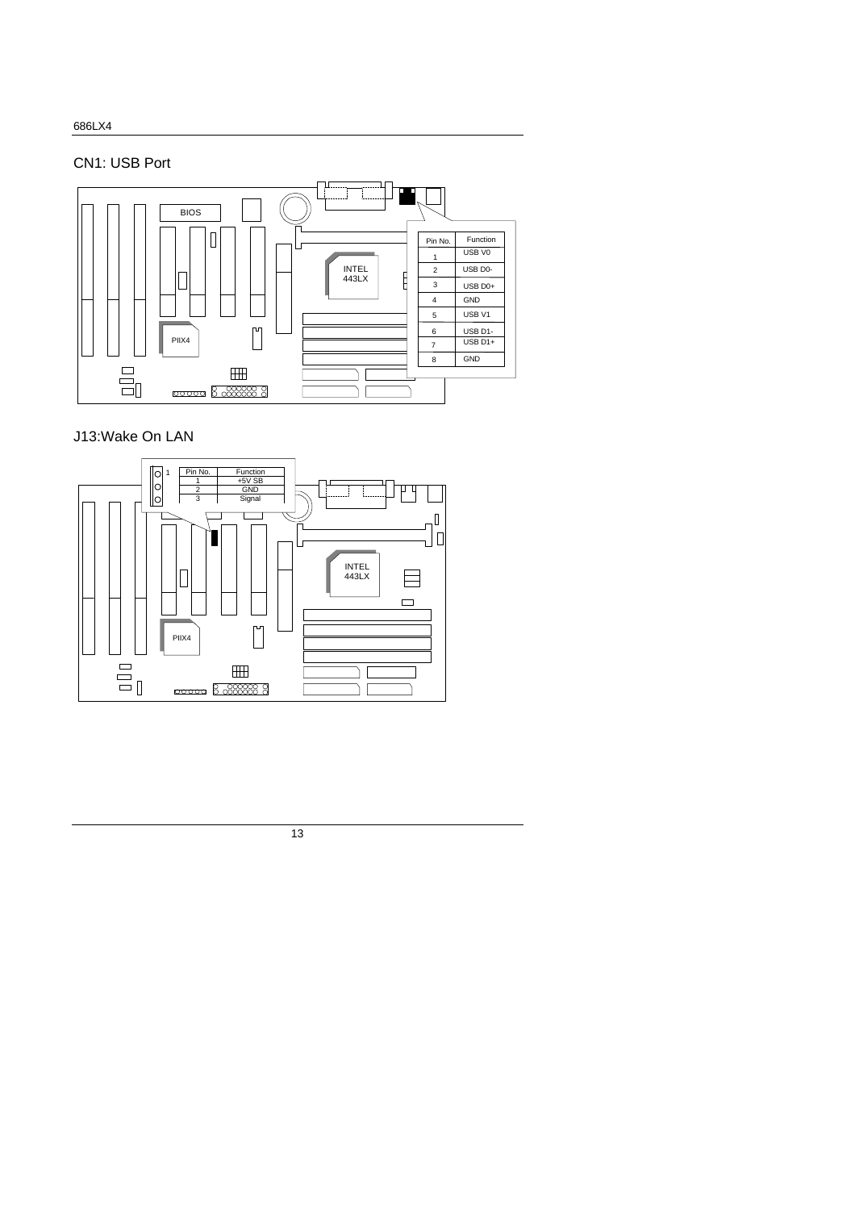## CN1: USB Port

| Pin No. | Function |
|---|---|
| 1 | USB V0 |
| 2 | USB D0- |
| 3 | USB D0+ |
| 4 | GND |
| 5 | USB V1 |
| 6 | USB D1- |
| 7 | USB D1+ |
| 8 | GND |

## J13:Wake On LAN

| Pin No. | Function |
|---|---|
| 1 | +5V SB |
| 2 | GND |
| 3 | Signal |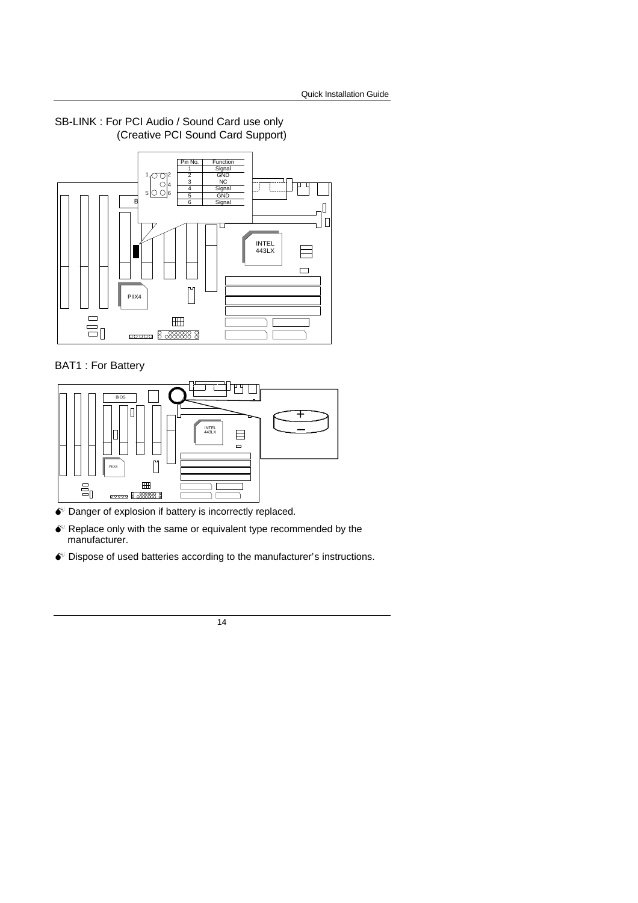SB-LINK : For PCI Audio / Sound Card use only
(Creative PCI Sound Card Support)

| Pin No. | Function |
| --- | --- |
| 1 | Signal |
| 2 | GND |
| 3 | NC |
| 4 | Signal |
| 5 | GND |
| 6 | Signal |

BAT1 : For Battery

- Danger of explosion if battery is incorrectly replaced.
- Replace only with the same or equivalent type recommended by the manufacturer.
- Dispose of used batteries according to the manufacturer's instructions.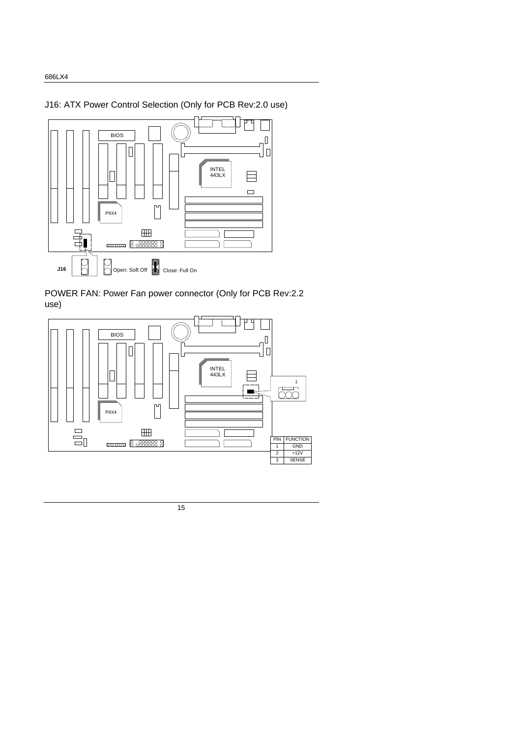J16: ATX Power Control Selection (Only for PCB Rev:2.0 use)

J16 — Open: Soft Off — Close: Full On

POWER FAN: Power Fan power connector (Only for PCB Rev:2.2 use)

| PIN | FUNCTION |
|---|---|
| 1 | GND |
| 2 | +12V |
| 3 | SENSE |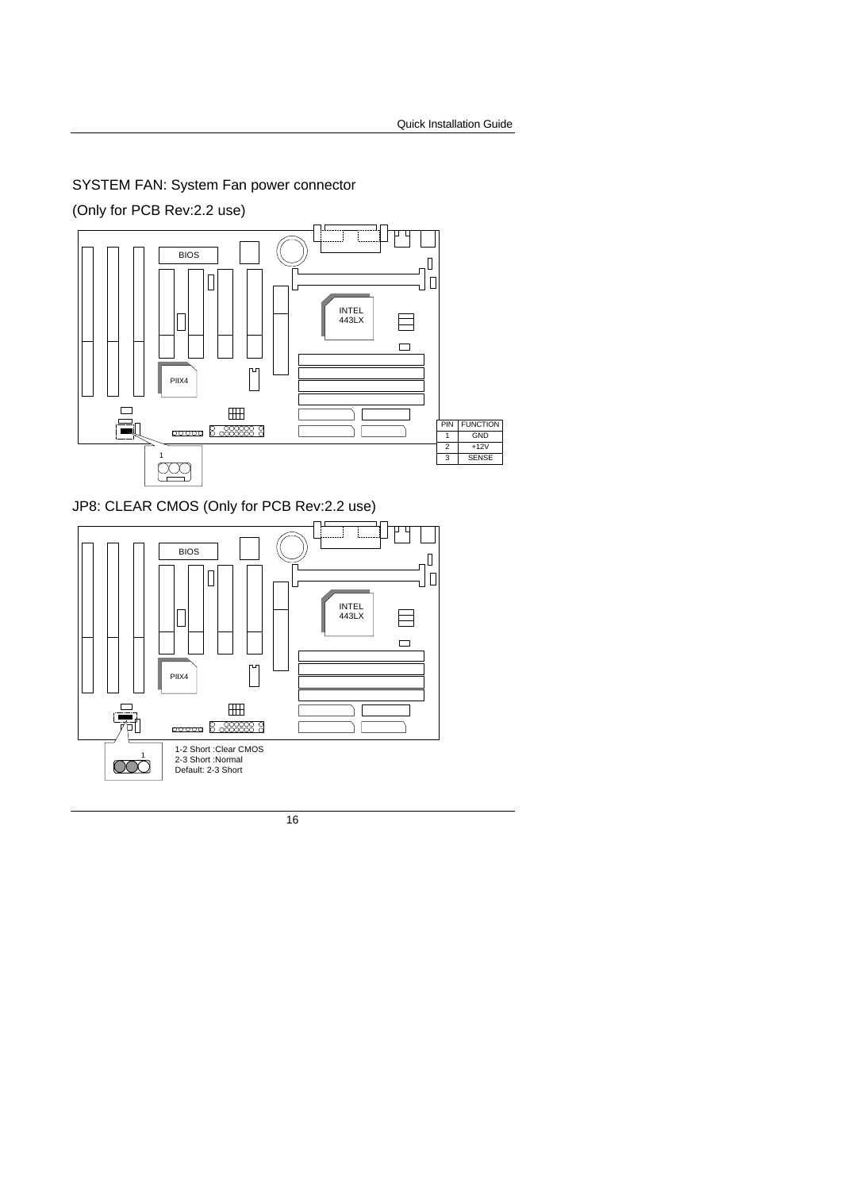SYSTEM FAN: System Fan power connector

(Only for PCB Rev:2.2 use)

| PIN | FUNCTION |
|---|---|
| 1 | GND |
| 2 | +12V |
| 3 | SENSE |

JP8: CLEAR CMOS (Only for PCB Rev:2.2 use)

1-2 Short :Clear CMOS
2-3 Short :Normal
Default: 2-3 Short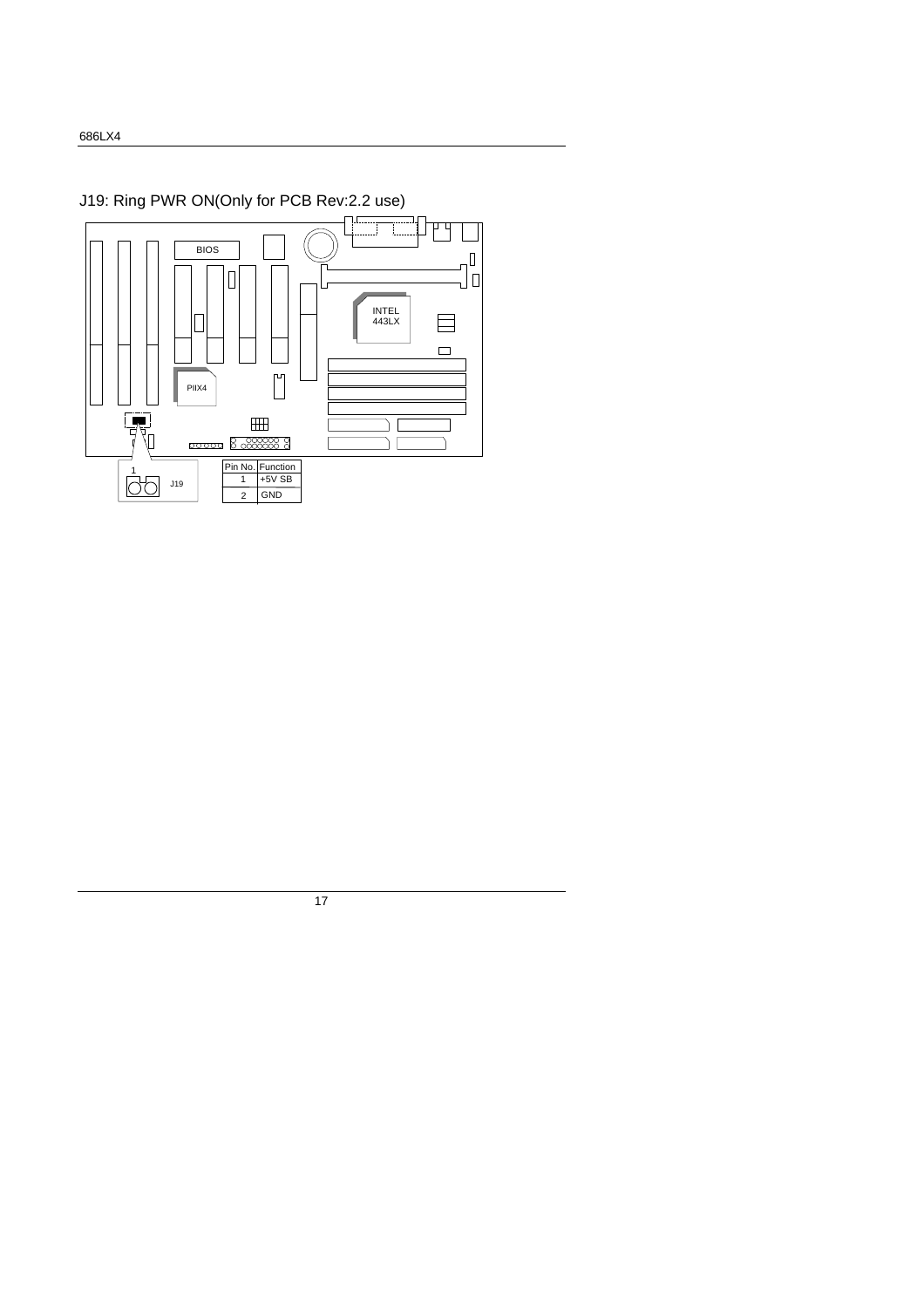## J19: Ring PWR ON(Only for PCB Rev:2.2 use)

| Pin No. | Function |
|---|---|
| 1 | +5V SB |
| 2 | GND |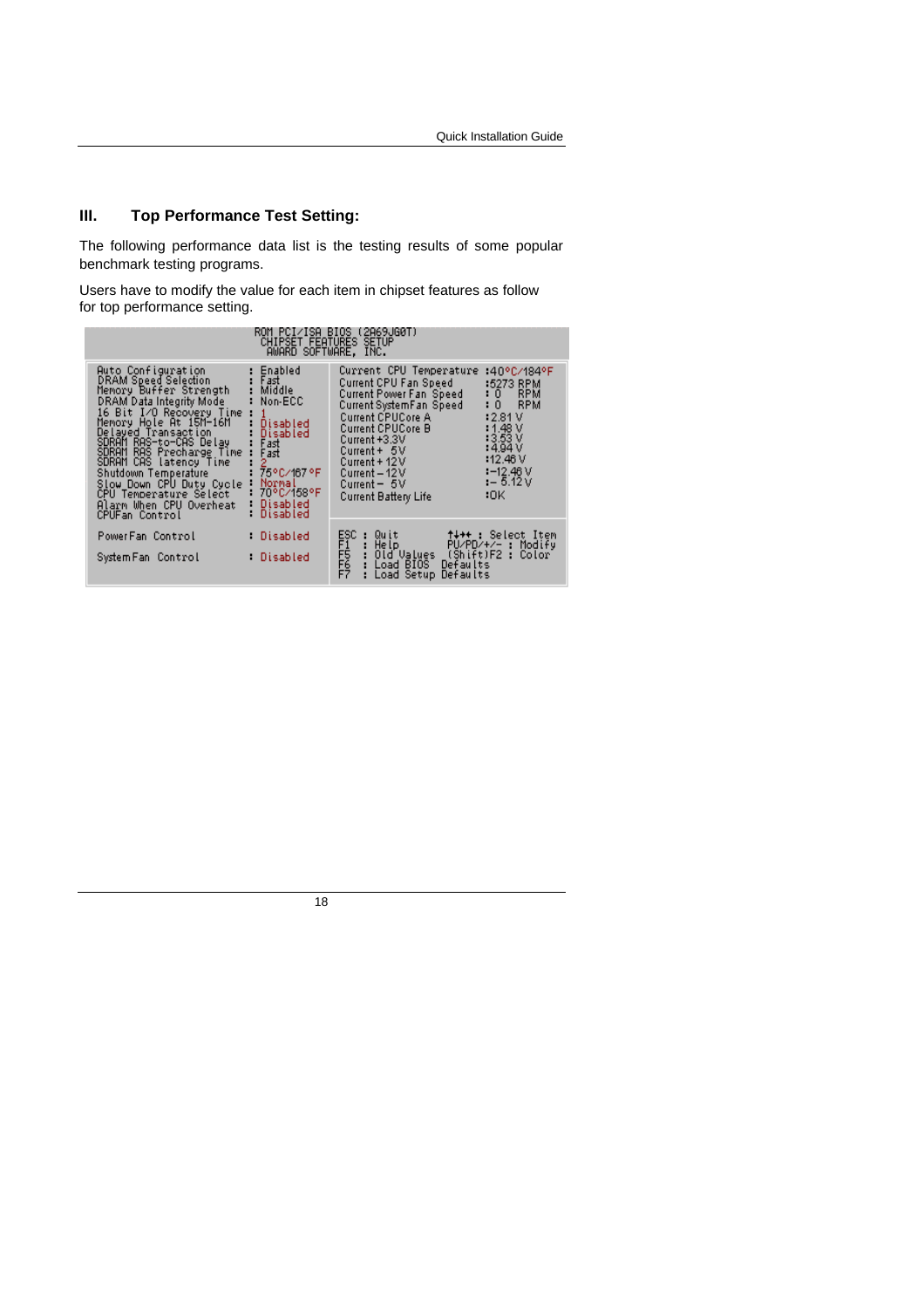## III. Top Performance Test Setting:

The following performance data list is the testing results of some popular benchmark testing programs.

Users have to modify the value for each item in chipset features as follow for top performance setting.

```
ROM PCI/ISA BIOS (2A69JG0T)
CHIPSET FEATURES SETUP
AWARD SOFTWARE, INC.

Auto Configuration          : Enabled      Current CPU Temperature  :40°C/184°F
DRAM Speed Selection        : Fast         Current CPU Fan Speed    :5273 RPM
Memory Buffer Strength      : Middle       Current Power Fan Speed  : 0    RPM
DRAM Data Integrity Mode    : Non-ECC      Current SystemFan Speed  : 0    RPM
16 Bit I/O Recovery Time    : 1            Current CPUCore A        :2.81 V
Memory Hole At 15M-16M      : Disabled     Current CPUCore B        :1.48 V
Delayed Transaction         : Disabled     Current +3.3V            :3.53 V
SDRAM RAS-to-CAS Delay      : Fast         Current + 5V             :4.94 V
SDRAM RAS Precharge Time    : Fast         Current + 12V            :12.46 V
SDRAM CAS latency Time      : 2            Current - 12V            :-12.46 V
Shutdown Temperature        : 75°C/167°F   Current - 5V             :- 5.12 V
Slow Down CPU Duty Cycle    : Normal       Current Battery Life     :OK
CPU Temperature Select      : 70°C/158°F
Alarm When CPU Overheat     : Disabled
CPUFan Control              : Disabled

PowerFan Control            : Disabled     ESC : Quit        ↑↓→← : Select Item
                                           F1  : Help        PU/PD/+/- : Modify
SystemFan Control           : Disabled     F5  : Old Values  (Shift)F2 : Color
                                           F6  : Load BIOS  Defaults
                                           F7  : Load Setup Defaults
```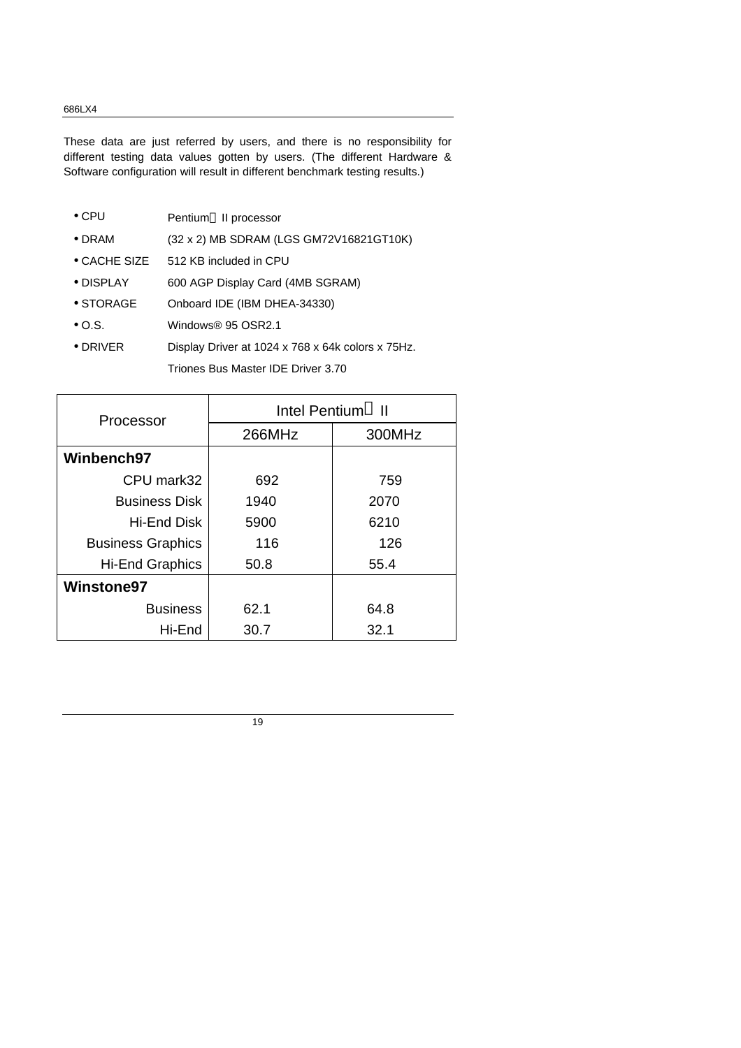These data are just referred by users, and there is no responsibility for different testing data values gotten by users. (The different Hardware & Software configuration will result in different benchmark testing results.)

- CPU Pentium II processor
- DRAM (32 x 2) MB SDRAM (LGS GM72V16821GT10K)
- CACHE SIZE 512 KB included in CPU
- DISPLAY 600 AGP Display Card (4MB SGRAM)
- STORAGE Onboard IDE (IBM DHEA-34330)
- O.S. Windows® 95 OSR2.1
- DRIVER Display Driver at 1024 x 768 x 64k colors x 75Hz.
  Triones Bus Master IDE Driver 3.70

| Processor | Intel Pentium II | |
|---|---|---|
| | 266MHz | 300MHz |
| **Winbench97** | | |
| CPU mark32 | 692 | 759 |
| Business Disk | 1940 | 2070 |
| Hi-End Disk | 5900 | 6210 |
| Business Graphics | 116 | 126 |
| Hi-End Graphics | 50.8 | 55.4 |
| **Winstone97** | | |
| Business | 62.1 | 64.8 |
| Hi-End | 30.7 | 32.1 |